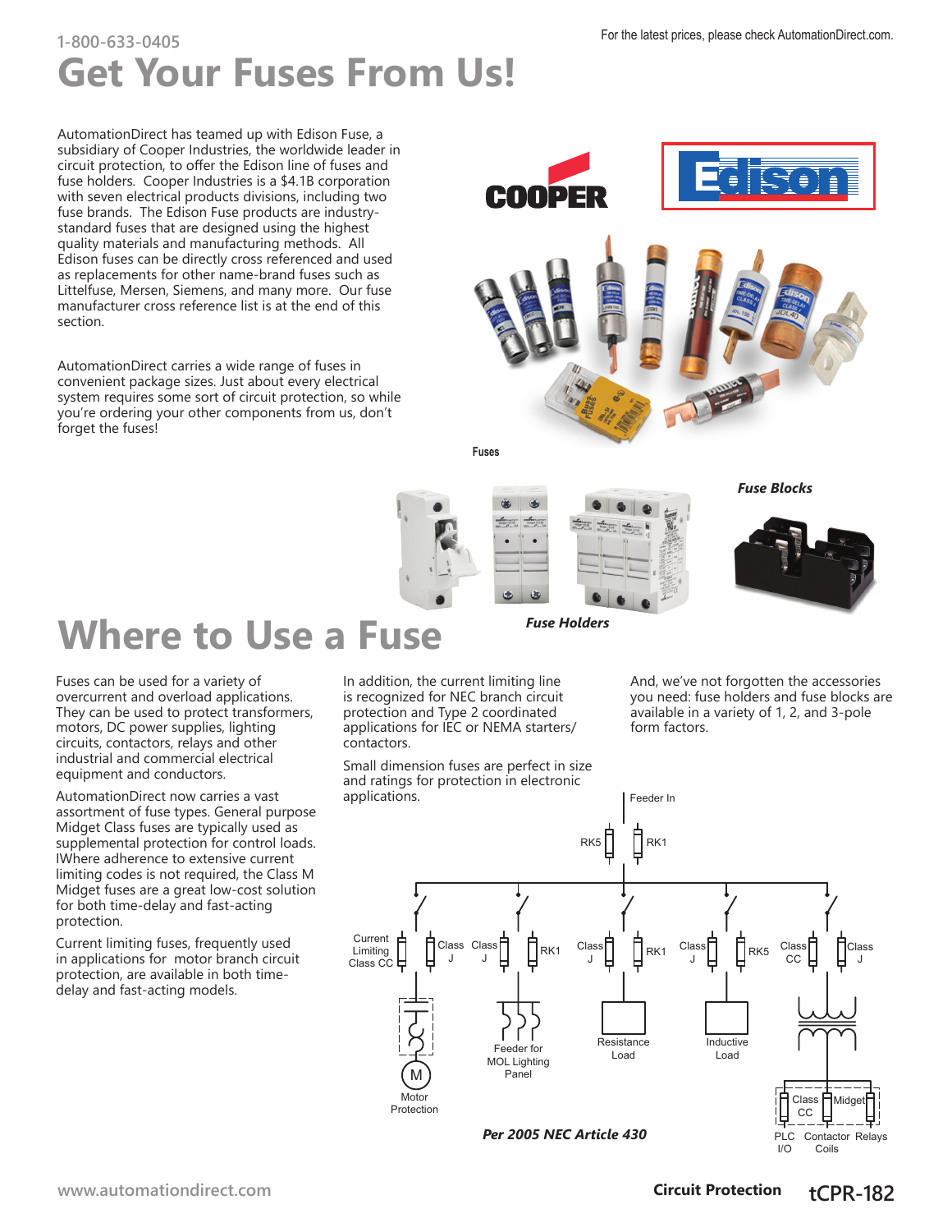# Get Your Fuses From Us!

AutomationDirect has teamed up with Edison Fuse, a subsidiary of Cooper Industries, the worldwide leader in circuit protection, to offer the Edison line of fuses and fuse holders. Cooper Industries is a $4.1B corporation with seven electrical products divisions, including two fuse brands. The Edison Fuse products are industry-standard fuses that are designed using the highest quality materials and manufacturing methods. All Edison fuses can be directly cross referenced and used as replacements for other name-brand fuses such as Littelfuse, Mersen, Siemens, and many more. Our fuse manufacturer cross reference list is at the end of this section.

AutomationDirect carries a wide range of fuses in convenient package sizes. Just about every electrical system requires some sort of circuit protection, so while you're ordering your other components from us, don't forget the fuses!

Fuses

*Fuse Blocks*

*Fuse Holders*

# Where to Use a Fuse

Fuses can be used for a variety of overcurrent and overload applications. They can be used to protect transformers, motors, DC power supplies, lighting circuits, contactors, relays and other industrial and commercial electrical equipment and conductors.

AutomationDirect now carries a vast assortment of fuse types. General purpose Midget Class fuses are typically used as supplemental protection for control loads. IWhere adherence to extensive current limiting codes is not required, the Class M Midget fuses are a great low-cost solution for both time-delay and fast-acting protection.

Current limiting fuses, frequently used in applications for motor branch circuit protection, are available in both time-delay and fast-acting models.

In addition, the current limiting line is recognized for NEC branch circuit protection and Type 2 coordinated applications for IEC or NEMA starters/ contactors.

Small dimension fuses are perfect in size and ratings for protection in electronic applications.

And, we've not forgotten the accessories you need: fuse holders and fuse blocks are available in a variety of 1, 2, and 3-pole form factors.

Feeder In

RK5 RK1

Current Limiting Class CC | Class J | Class J | RK1 | Class J | RK1 | Class J | RK5 | Class CC | Class J

Motor Protection | Feeder for MOL Lighting Panel | Resistance Load | Inductive Load

Class CC | Midget

PLC I/O | Contactor Coils | Relays

*Per 2005 NEC Article 430*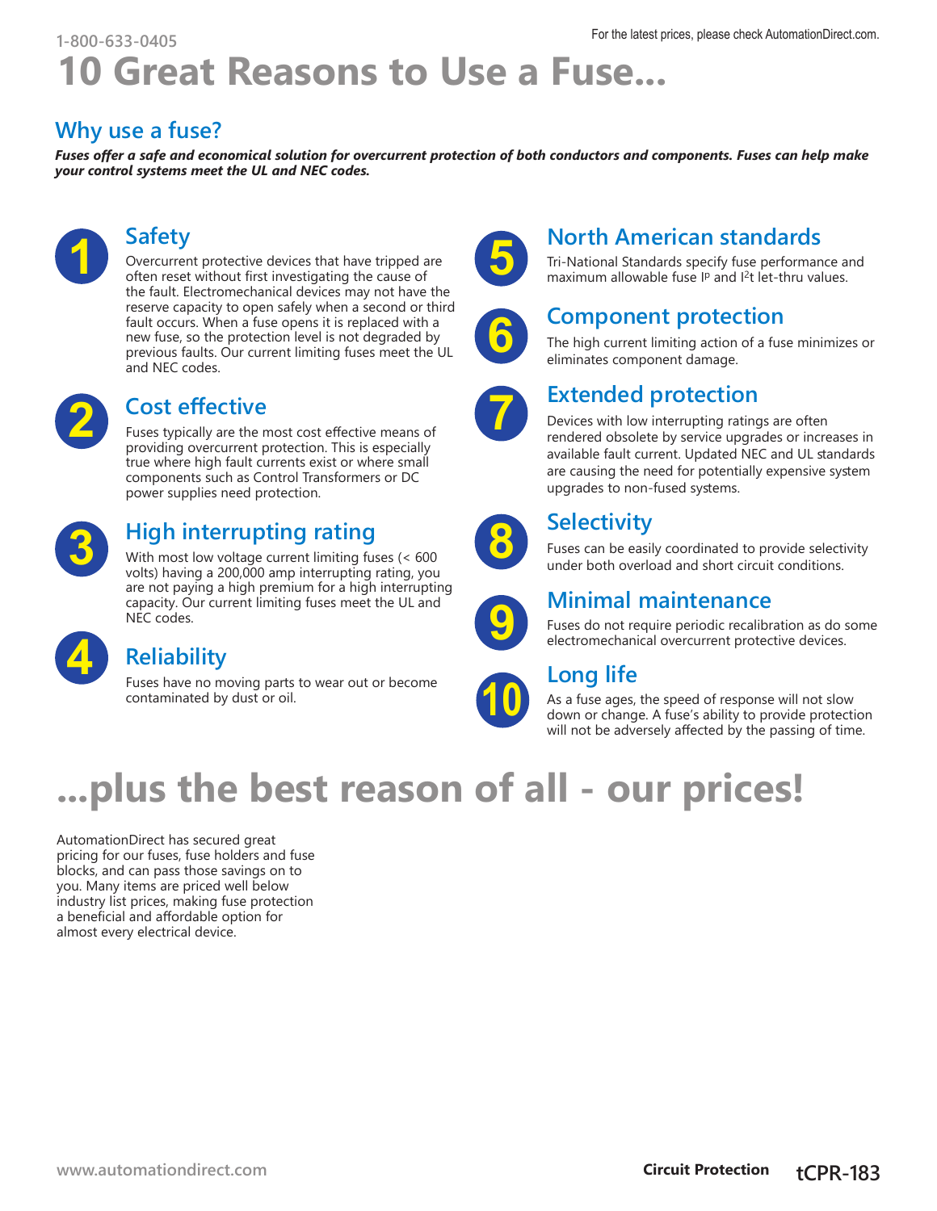# 10 Great Reasons to Use a Fuse...

## Why use a fuse?

***Fuses offer a safe and economical solution for overcurrent protection of both conductors and components. Fuses can help make your control systems meet the UL and NEC codes.***

### 1 Safety

Overcurrent protective devices that have tripped are often reset without first investigating the cause of the fault. Electromechanical devices may not have the reserve capacity to open safely when a second or third fault occurs. When a fuse opens it is replaced with a new fuse, so the protection level is not degraded by previous faults. Our current limiting fuses meet the UL and NEC codes.

### 2 Cost effective

Fuses typically are the most cost effective means of providing overcurrent protection. This is especially true where high fault currents exist or where small components such as Control Transformers or DC power supplies need protection.

### 3 High interrupting rating

With most low voltage current limiting fuses (< 600 volts) having a 200,000 amp interrupting rating, you are not paying a high premium for a high interrupting capacity. Our current limiting fuses meet the UL and NEC codes.

### 4 Reliability

Fuses have no moving parts to wear out or become contaminated by dust or oil.

### 5 North American standards

Tri-National Standards specify fuse performance and maximum allowable fuse $I^p$ and $I^2t$ let-thru values.

### 6 Component protection

The high current limiting action of a fuse minimizes or eliminates component damage.

### 7 Extended protection

Devices with low interrupting ratings are often rendered obsolete by service upgrades or increases in available fault current. Updated NEC and UL standards are causing the need for potentially expensive system upgrades to non-fused systems.

### 8 Selectivity

Fuses can be easily coordinated to provide selectivity under both overload and short circuit conditions.

### 9 Minimal maintenance

Fuses do not require periodic recalibration as do some electromechanical overcurrent protective devices.

### 10 Long life

As a fuse ages, the speed of response will not slow down or change. A fuse's ability to provide protection will not be adversely affected by the passing of time.

# ...plus the best reason of all - our prices!

AutomationDirect has secured great pricing for our fuses, fuse holders and fuse blocks, and can pass those savings on to you. Many items are priced well below industry list prices, making fuse protection a beneficial and affordable option for almost every electrical device.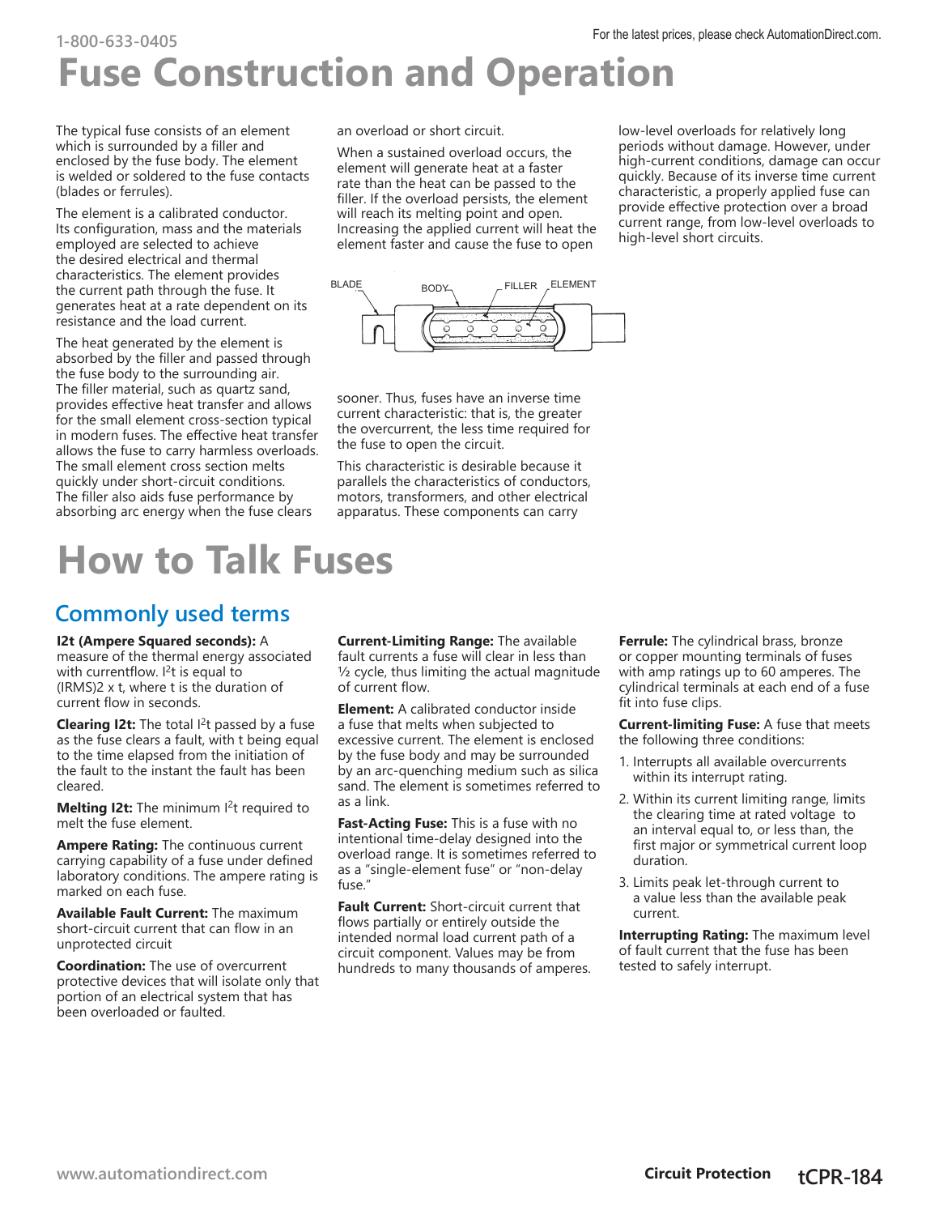# Fuse Construction and Operation

The typical fuse consists of an element which is surrounded by a filler and enclosed by the fuse body. The element is welded or soldered to the fuse contacts (blades or ferrules).

The element is a calibrated conductor. Its configuration, mass and the materials employed are selected to achieve the desired electrical and thermal characteristics. The element provides the current path through the fuse. It generates heat at a rate dependent on its resistance and the load current.

The heat generated by the element is absorbed by the filler and passed through the fuse body to the surrounding air. The filler material, such as quartz sand, provides effective heat transfer and allows for the small element cross-section typical in modern fuses. The effective heat transfer allows the fuse to carry harmless overloads. The small element cross section melts quickly under short-circuit conditions. The filler also aids fuse performance by absorbing arc energy when the fuse clears an overload or short circuit.

When a sustained overload occurs, the element will generate heat at a faster rate than the heat can be passed to the filler. If the overload persists, the element will reach its melting point and open. Increasing the applied current will heat the element faster and cause the fuse to open sooner. Thus, fuses have an inverse time current characteristic: that is, the greater the overcurrent, the less time required for the fuse to open the circuit.

BLADE BODY FILLER ELEMENT

This characteristic is desirable because it parallels the characteristics of conductors, motors, transformers, and other electrical apparatus. These components can carry low-level overloads for relatively long periods without damage. However, under high-current conditions, damage can occur quickly. Because of its inverse time current characteristic, a properly applied fuse can provide effective protection over a broad current range, from low-level overloads to high-level short circuits.

# How to Talk Fuses

## Commonly used terms

**I2t (Ampere Squared seconds):** A measure of the thermal energy associated with currentflow. $I^2t$ is equal to (IRMS)2 x t, where t is the duration of current flow in seconds.

**Clearing I2t:** The total $I^2t$ passed by a fuse as the fuse clears a fault, with t being equal to the time elapsed from the initiation of the fault to the instant the fault has been cleared.

**Melting I2t:** The minimum $I^2t$ required to melt the fuse element.

**Ampere Rating:** The continuous current carrying capability of a fuse under defined laboratory conditions. The ampere rating is marked on each fuse.

**Available Fault Current:** The maximum short-circuit current that can flow in an unprotected circuit

**Coordination:** The use of overcurrent protective devices that will isolate only that portion of an electrical system that has been overloaded or faulted.

**Current-Limiting Range:** The available fault currents a fuse will clear in less than ½ cycle, thus limiting the actual magnitude of current flow.

**Element:** A calibrated conductor inside a fuse that melts when subjected to excessive current. The element is enclosed by the fuse body and may be surrounded by an arc-quenching medium such as silica sand. The element is sometimes referred to as a link.

**Fast-Acting Fuse:** This is a fuse with no intentional time-delay designed into the overload range. It is sometimes referred to as a "single-element fuse" or "non-delay fuse."

**Fault Current:** Short-circuit current that flows partially or entirely outside the intended normal load current path of a circuit component. Values may be from hundreds to many thousands of amperes.

**Ferrule:** The cylindrical brass, bronze or copper mounting terminals of fuses with amp ratings up to 60 amperes. The cylindrical terminals at each end of a fuse fit into fuse clips.

**Current-limiting Fuse:** A fuse that meets the following three conditions:

1. Interrupts all available overcurrents within its interrupt rating.
2. Within its current limiting range, limits the clearing time at rated voltage to an interval equal to, or less than, the first major or symmetrical current loop duration.
3. Limits peak let-through current to a value less than the available peak current.

**Interrupting Rating:** The maximum level of fault current that the fuse has been tested to safely interrupt.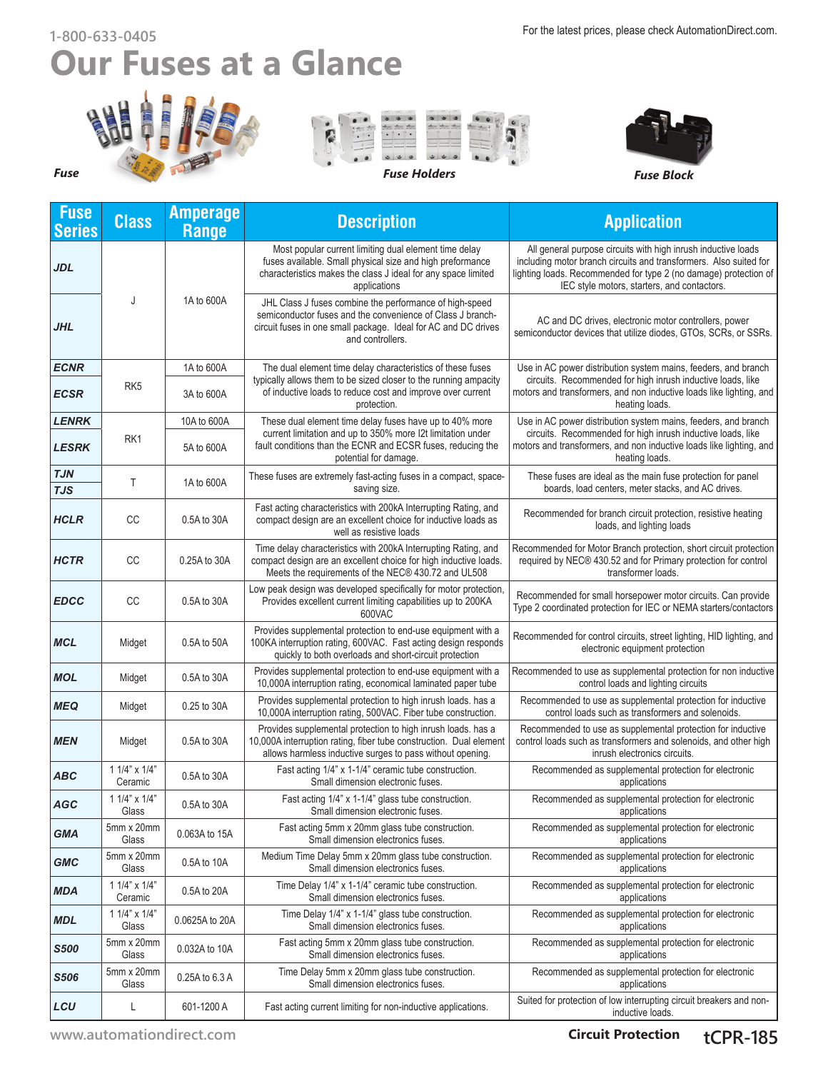# Our Fuses at a Glance

*Fuse* *Fuse Holders* *Fuse Block*

| Fuse Series | Class | Amperage Range | Description | Application |
|---|---|---|---|---|
| JDL | J | 1A to 600A | Most popular current limiting dual element time delay fuses available. Small physical size and high preformance characteristics makes the class J ideal for any space limited applications | All general purpose circuits with high inrush inductive loads including motor branch circuits and transformers. Also suited for lighting loads. Recommended for type 2 (no damage) protection of IEC style motors, starters, and contactors. |
| JHL | J | 1A to 600A | JHL Class J fuses combine the performance of high-speed semiconductor fuses and the convenience of Class J branch-circuit fuses in one small package. Ideal for AC and DC drives and controllers. | AC and DC drives, electronic motor controllers, power semiconductor devices that utilize diodes, GTOs, SCRs, or SSRs. |
| ECNR | RK5 | 1A to 600A | The dual element time delay characteristics of these fuses typically allows them to be sized closer to the running ampacity of inductive loads to reduce cost and improve over current protection. | Use in AC power distribution system mains, feeders, and branch circuits. Recommended for high inrush inductive loads, like motors and transformers, and non inductive loads like lighting, and heating loads. |
| ECSR | RK5 | 3A to 600A | | |
| LENRK | RK1 | 10A to 600A | These dual element time delay fuses have up to 40% more current limitation and up to 350% more I2t limitation under fault conditions than the ECNR and ECSR fuses, reducing the potential for damage. | Use in AC power distribution system mains, feeders, and branch circuits. Recommended for high inrush inductive loads, like motors and transformers, and non inductive loads like lighting, and heating loads. |
| LESRK | RK1 | 5A to 600A | | |
| TJN<br>TJS | T | 1A to 600A | These fuses are extremely fast-acting fuses in a compact, space-saving size. | These fuses are ideal as the main fuse protection for panel boards, load centers, meter stacks, and AC drives. |
| HCLR | CC | 0.5A to 30A | Fast acting characteristics with 200kA Interrupting Rating, and compact design are an excellent choice for inductive loads as well as resistive loads | Recommended for branch circuit protection, resistive heating loads, and lighting loads |
| HCTR | CC | 0.25A to 30A | Time delay characteristics with 200kA Interrupting Rating, and compact design are an excellent choice for high inductive loads. Meets the requirements of the NEC® 430.72 and UL508 | Recommended for Motor Branch protection, short circuit protection required by NEC® 430.52 and for Primary protection for control transformer loads. |
| EDCC | CC | 0.5A to 30A | Low peak design was developed specifically for motor protection, Provides excellent current limiting capabilities up to 200KA 600VAC | Recommended for small horsepower motor circuits. Can provide Type 2 coordinated protection for IEC or NEMA starters/contactors |
| MCL | Midget | 0.5A to 50A | Provides supplemental protection to end-use equipment with a 100KA interruption rating, 600VAC. Fast acting design responds quickly to both overloads and short-circuit protection | Recommended for control circuits, street lighting, HID lighting, and electronic equipment protection |
| MOL | Midget | 0.5A to 30A | Provides supplemental protection to end-use equipment with a 10,000A interruption rating, economical laminated paper tube | Recommended to use as supplemental protection for non inductive control loads and lighting circuits |
| MEQ | Midget | 0.25 to 30A | Provides supplemental protection to high inrush loads. has a 10,000A interruption rating, 500VAC. Fiber tube construction. | Recommended to use as supplemental protection for inductive control loads such as transformers and solenoids. |
| MEN | Midget | 0.5A to 30A | Provides supplemental protection to high inrush loads. has a 10,000A interruption rating, fiber tube construction. Dual element allows harmless inductive surges to pass without opening. | Recommended to use as supplemental protection for inductive control loads such as transformers and solenoids, and other high inrush electronics circuits. |
| ABC | 1 1/4" x 1/4" Ceramic | 0.5A to 30A | Fast acting 1/4" x 1-1/4" ceramic tube construction. Small dimension electronic fuses. | Recommended as supplemental protection for electronic applications |
| AGC | 1 1/4" x 1/4" Glass | 0.5A to 30A | Fast acting 1/4" x 1-1/4" glass tube construction. Small dimension electronic fuses. | Recommended as supplemental protection for electronic applications |
| GMA | 5mm x 20mm Glass | 0.063A to 15A | Fast acting 5mm x 20mm glass tube construction. Small dimension electronics fuses. | Recommended as supplemental protection for electronic applications |
| GMC | 5mm x 20mm Glass | 0.5A to 10A | Medium Time Delay 5mm x 20mm glass tube construction. Small dimension electronics fuses. | Recommended as supplemental protection for electronic applications |
| MDA | 1 1/4" x 1/4" Ceramic | 0.5A to 20A | Time Delay 1/4" x 1-1/4" ceramic tube construction. Small dimension electronics fuses. | Recommended as supplemental protection for electronic applications |
| MDL | 1 1/4" x 1/4" Glass | 0.0625A to 20A | Time Delay 1/4" x 1-1/4" glass tube construction. Small dimension electronics fuses. | Recommended as supplemental protection for electronic applications |
| S500 | 5mm x 20mm Glass | 0.032A to 10A | Fast acting 5mm x 20mm glass tube construction. Small dimension electronics fuses. | Recommended as supplemental protection for electronic applications |
| S506 | 5mm x 20mm Glass | 0.25A to 6.3 A | Time Delay 5mm x 20mm glass tube construction. Small dimension electronics fuses. | Recommended as supplemental protection for electronic applications |
| LCU | L | 601-1200 A | Fast acting current limiting for non-inductive applications. | Suited for protection of low interrupting circuit breakers and non-inductive loads. |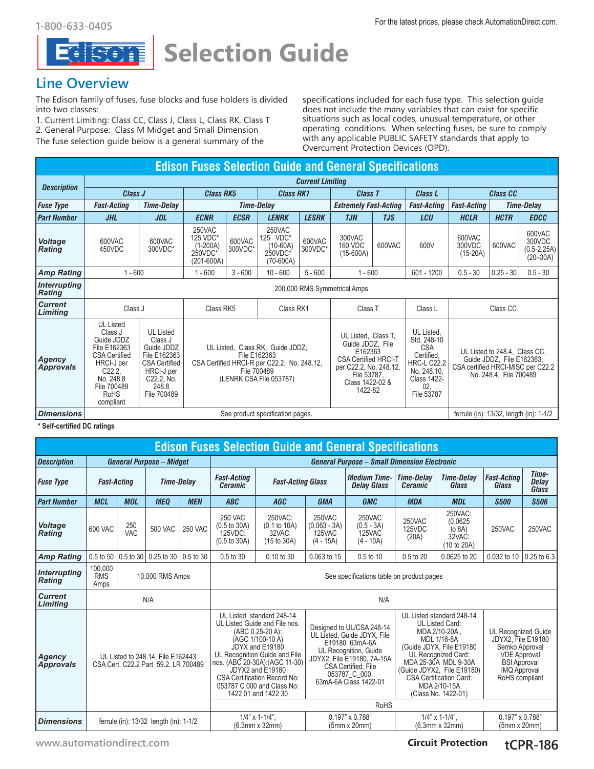# Selection Guide

## Line Overview

The Edison family of fuses, fuse blocks and fuse holders is divided into two classes:

1. Current Limiting: Class CC, Class J, Class L, Class RK, Class T
2. General Purpose: Class M Midget and Small Dimension

The fuse selection guide below is a general summary of the specifications included for each fuse type. This selection guide does not include the many variables that can exist for specific situations such as local codes, unusual temperature, or other operating conditions. When selecting fuses, be sure to comply with any applicable PUBLIC SAFETY standards that apply to Overcurrent Protection Devices (OPD).

**Edison Fuses Selection Guide and General Specifications**

| Description | Current Limiting | | | | | | | | | | | |
|---|---|---|---|---|---|---|---|---|---|---|---|---|
| | Class J | | Class RK5 | | Class RK1 | | Class T | | Class L | Class CC | | |
| Fuse Type | Fast-Acting | Time-Delay | Time-Delay | | | | Extremely Fast-Acting | | Fast-Acting | Fast-Acting | Time-Delay | |
| Part Number | JHL | JDL | ECNR | ECSR | LENRK | LESRK | TJN | TJS | LCU | HCLR | HCTR | EDCC |
| Voltage Rating | 600VAC 450VDC | 600VAC 300VDC* | 250VAC 125 VDC* (1-200A) 250VDC* (201-600A) | 600VAC 300VDC* | 250VAC 125 VDC* (10-60A) 250VDC* (70-600A) | 600VAC 300VDC* | 300VAC 160 VDC (15-600A) | 600VAC | 600V | 600VAC 300VDC (15-20A) | 600VAC | 600VAC 300VDC (0.5-2.25A) (20–30A) |
| Amp Rating | 1 - 600 | | 1 - 600 | 3 - 600 | 10 - 600 | 5 - 600 | 1 - 600 | | 601 - 1200 | 0.5 - 30 | 0.25 - 30 | 0.5 - 30 |
| Interrupting Rating | 200,000 RMS Symmetrical Amps | | | | | | | | | | | |
| Current Limiting | Class J | | Class RK5 | | Class RK1 | | Class T | | Class L | Class CC | | |
| Agency Approvals | UL Listed Class J Guide JDDZ File E162363 CSA Certified HRCI-J per C22.2, No. 248.8 File 700489 RoHS compliant | UL Listed Class J Guide JDDZ File E162363 CSA Certified HRCI-J per C22.2, No. 248.8 File 700489 | UL Listed, Class RK, Guide JDDZ, File E162363 CSA Certified HRCI-R per C22.2, No. 248.12, File 700489 (LENRK CSA File 053787) | | | | UL Listed, Class T, Guide JDDZ, File E162363 CSA Certified HRCI-T per C22.2, No. 248.12, File 53787, Class 1422-02 & 1422-82 | | UL Listed, Std. 248-10 CSA Certified, HRC-L C22.2 No. 248.10, Class 1422-02, File 53787 | UL Listed to 248.4, Class CC, Guide JDDZ, File E162363, CSA certified HRCI-MISC per C22.2 No. 248.4, File 700489 | | |
| Dimensions | See product specification pages. | | | | | | | | | ferrule (in): 13/32, length (in): 1-1/2 | | |

**\* Self-certified DC ratings**

**Edison Fuses Selection Guide and General Specifications**

| Description | General Purpose – Midget | | | | General Purpose – Small Dimension Electronic | | | | | | | |
|---|---|---|---|---|---|---|---|---|---|---|---|---|
| Fuse Type | Fast-Acting | | Time-Delay | | Fast-Acting Ceramic | Fast-Acting Glass | | Medium Time-Delay Glass | Time-Delay Ceramic | Time-Delay Glass | Fast-Acting Glass | Time-Delay Glass |
| Part Number | MCL | MOL | MEQ | MEN | ABC | AGC | GMA | GMC | MDA | MDL | S500 | S506 |
| Voltage Rating | 600 VAC | 250 VAC | 500 VAC | 250 VAC | 250 VAC (0.5 to 30A) 125VDC: (0.5 to 30A) | 250VAC: (0.1 to 10A) 32VAC: (15 to 30A) | 250VAC (0.063 - 3A) 125VAC (4 - 15A) | 250VAC (0.5 - 3A) 125VAC (4 - 10A) | 250VAC 125VDC (20A) | 250VAC: (0.0625 to 8A) 32VAC: (10 to 20A) | 250VAC | 250VAC |
| Amp Rating | 0.5 to 50 | 0.5 to 30 | 0.25 to 30 | 0.5 to 30 | 0.5 to 30 | 0.10 to 30 | 0.063 to 15 | 0.5 to 10 | 0.5 to 20 | 0.0625 to 20 | 0.032 to 10 | 0.25 to 6.3 |
| Interrupting Rating | 100,000 RMS Amps | 10,000 RMS Amps | | | See specifications table on product pages | | | | | | | |
| Current Limiting | N/A | | | | N/A | | | | | | | |
| Agency Approvals | UL Listed to 248.14, File E162443 CSA Cert. C22.2 Part 59.2, LR 700489 | | | | UL Listed standard 248-14 UL Listed Guide and File nos. (ABC 0.25-20 A): (AGC 1/100-10 A) JDYX and E19180 UL Recognition Guide and File nos. (ABC 20-30A):(AGC 11-30) JDYX2 and E19180 CSA Certification Record No: 053787 C 000 and Class No: 1422 01 and 1422 30 | | Designed to UL/CSA 248-14 UL Listed, Guide JDYX, File E19180 63mA-6A UL Recognition, Guide JDYX2, File E19180, 7A-15A CSA Certified, File 053787_C_000, 63mA-6A Class 1422-01 | | UL Listed standard 248-14 UL Listed Card: MDA 2/10-20A , MDL 1/16-8A (Guide JDYX, File E19180 UL Recognized Card: MDA 25-30A MDL 9-30A (Guide JDYX2, File E19180) CSA Certification Card: MDA 2/10-15A (Class No. 1422-01) | | UL Recognized Guide JDYX2, File E19180 Semko Approval VDE Approval BSI Approval IMQ Approval RoHS compliant | |
| | | | | | RoHS | | | | | | | |
| Dimensions | ferrule (in): 13/32 length (in): 1-1/2 | | | | 1/4" x 1-1/4", (6.3mm x 32mm) | | 0.197" x 0.788" (5mm x 20mm) | | 1/4" x 1-1/4", (6.3mm x 32mm) | | 0.197" x 0.788" (5mm x 20mm) | |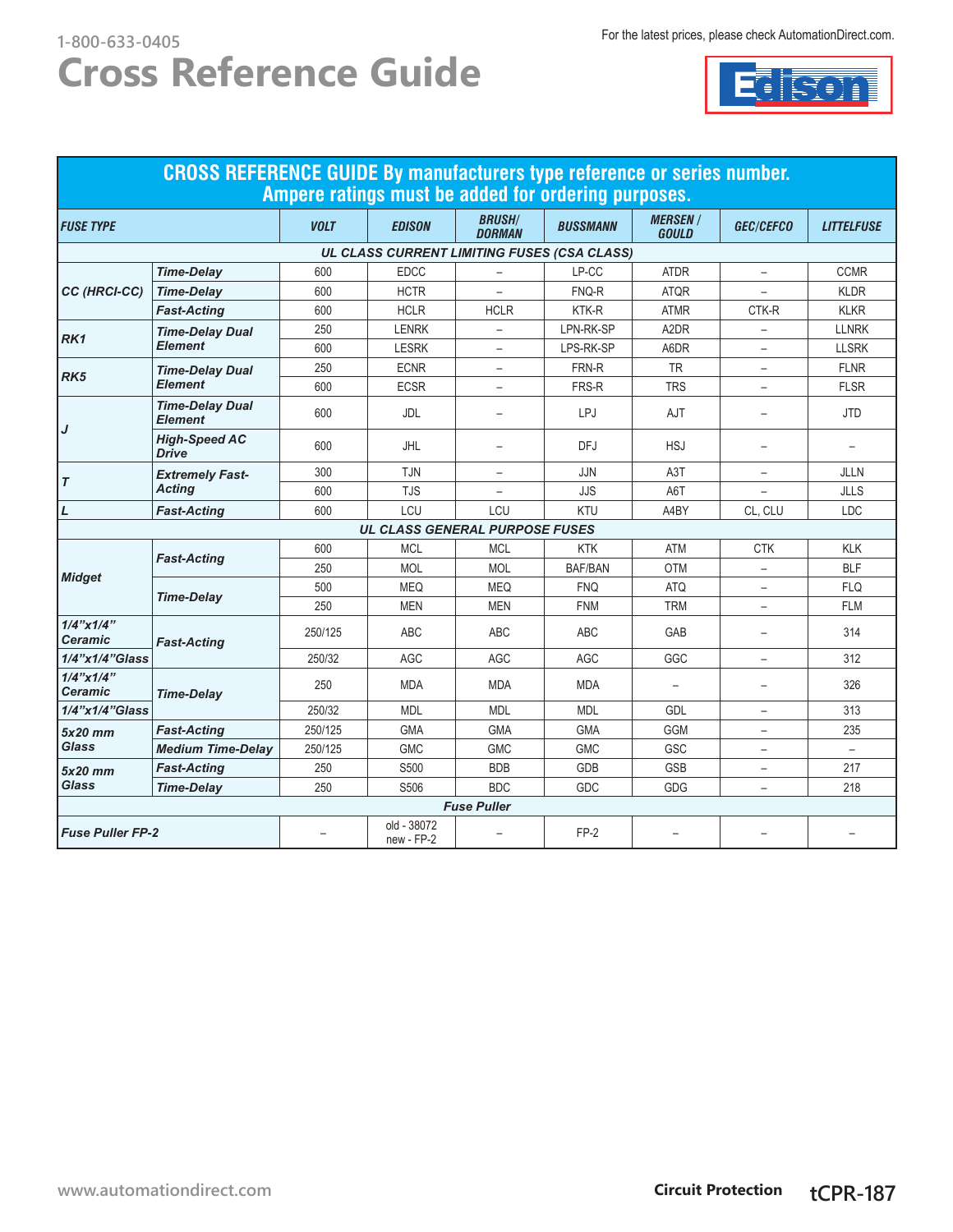# Cross Reference Guide

For the latest prices, please check AutomationDirect.com.

| CROSS REFERENCE GUIDE By manufacturers type reference or series number. Ampere ratings must be added for ordering purposes. | | | | | | | | | |
|---|---|---|---|---|---|---|---|---|---|
| **FUSE TYPE** | | **VOLT** | **EDISON** | **BRUSH/ DORMAN** | **BUSSMANN** | **MERSEN / GOULD** | **GEC/CEFCO** | **LITTELFUSE** |
| **UL CLASS CURRENT LIMITING FUSES (CSA CLASS)** | | | | | | | | |
| **CC (HRCI-CC)** | **Time-Delay** | 600 | EDCC | – | LP-CC | ATDR | – | CCMR |
| **CC (HRCI-CC)** | **Time-Delay** | 600 | HCTR | – | FNQ-R | ATQR | – | KLDR |
| **CC (HRCI-CC)** | **Fast-Acting** | 600 | HCLR | HCLR | KTK-R | ATMR | CTK-R | KLKR |
| **RK1** | **Time-Delay Dual Element** | 250 | LENRK | – | LPN-RK-SP | A2DR | – | LLNRK |
| **RK1** | **Time-Delay Dual Element** | 600 | LESRK | – | LPS-RK-SP | A6DR | – | LLSRK |
| **RK5** | **Time-Delay Dual Element** | 250 | ECNR | – | FRN-R | TR | – | FLNR |
| **RK5** | **Time-Delay Dual Element** | 600 | ECSR | – | FRS-R | TRS | – | FLSR |
| **J** | **Time-Delay Dual Element** | 600 | JDL | – | LPJ | AJT | – | JTD |
| **J** | **High-Speed AC Drive** | 600 | JHL | – | DFJ | HSJ | – | – |
| **T** | **Extremely Fast-Acting** | 300 | TJN | – | JJN | A3T | – | JLLN |
| **T** | **Extremely Fast-Acting** | 600 | TJS | – | JJS | A6T | – | JLLS |
| **L** | **Fast-Acting** | 600 | LCU | LCU | KTU | A4BY | CL, CLU | LDC |
| **UL CLASS GENERAL PURPOSE FUSES** | | | | | | | | |
| **Midget** | **Fast-Acting** | 600 | MCL | MCL | KTK | ATM | CTK | KLK |
| **Midget** | **Fast-Acting** | 250 | MOL | MOL | BAF/BAN | OTM | – | BLF |
| **Midget** | **Time-Delay** | 500 | MEQ | MEQ | FNQ | ATQ | – | FLQ |
| **Midget** | **Time-Delay** | 250 | MEN | MEN | FNM | TRM | – | FLM |
| **1/4”x1/4” Ceramic** | **Fast-Acting** | 250/125 | ABC | ABC | ABC | GAB | – | 314 |
| **1/4”x1/4”Glass** | **Fast-Acting** | 250/32 | AGC | AGC | AGC | GGC | – | 312 |
| **1/4”x1/4” Ceramic** | **Time-Delay** | 250 | MDA | MDA | MDA | – | – | 326 |
| **1/4”x1/4”Glass** | **Time-Delay** | 250/32 | MDL | MDL | MDL | GDL | – | 313 |
| **5x20 mm Glass** | **Fast-Acting** | 250/125 | GMA | GMA | GMA | GGM | – | 235 |
| **5x20 mm Glass** | **Medium Time-Delay** | 250/125 | GMC | GMC | GMC | GSC | – | – |
| **5x20 mm Glass** | **Fast-Acting** | 250 | S500 | BDB | GDB | GSB | – | 217 |
| **5x20 mm Glass** | **Time-Delay** | 250 | S506 | BDC | GDC | GDG | – | 218 |
| **Fuse Puller** | | | | | | | | |
| **Fuse Puller FP-2** | | – | old - 38072 new - FP-2 | – | FP-2 | – | – | – |

Circuit Protection